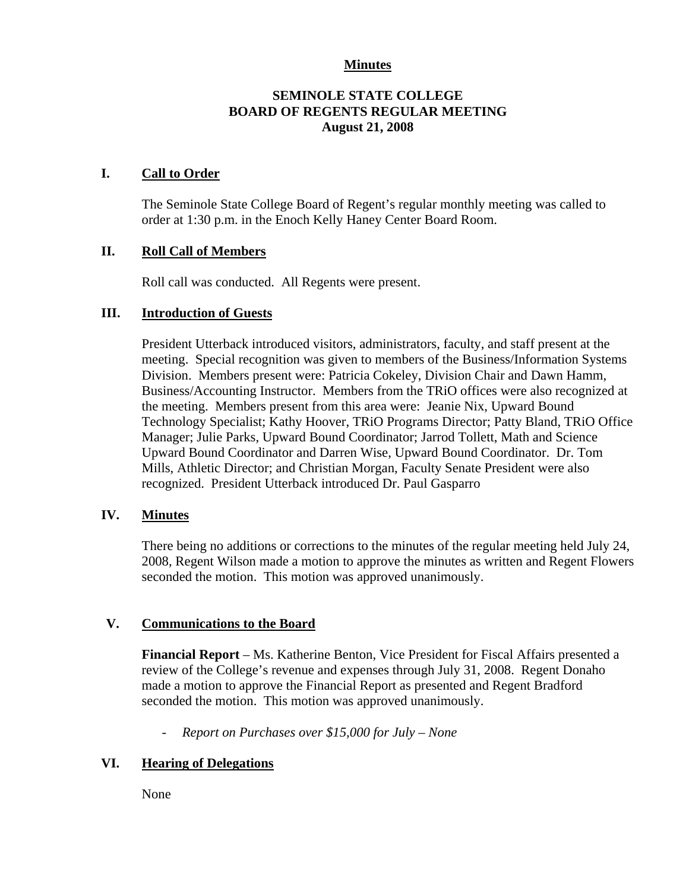**Minutes**

**SEMINOLE STATE COLLEGE**
**BOARD OF REGENTS REGULAR MEETING**
**August 21, 2008**

## I. Call to Order

The Seminole State College Board of Regent's regular monthly meeting was called to order at 1:30 p.m. in the Enoch Kelly Haney Center Board Room.

## II. Roll Call of Members

Roll call was conducted. All Regents were present.

## III. Introduction of Guests

President Utterback introduced visitors, administrators, faculty, and staff present at the meeting. Special recognition was given to members of the Business/Information Systems Division. Members present were: Patricia Cokeley, Division Chair and Dawn Hamm, Business/Accounting Instructor. Members from the TRiO offices were also recognized at the meeting. Members present from this area were: Jeanie Nix, Upward Bound Technology Specialist; Kathy Hoover, TRiO Programs Director; Patty Bland, TRiO Office Manager; Julie Parks, Upward Bound Coordinator; Jarrod Tollett, Math and Science Upward Bound Coordinator and Darren Wise, Upward Bound Coordinator. Dr. Tom Mills, Athletic Director; and Christian Morgan, Faculty Senate President were also recognized. President Utterback introduced Dr. Paul Gasparro

## IV. Minutes

There being no additions or corrections to the minutes of the regular meeting held July 24, 2008, Regent Wilson made a motion to approve the minutes as written and Regent Flowers seconded the motion. This motion was approved unanimously.

## V. Communications to the Board

**Financial Report** – Ms. Katherine Benton, Vice President for Fiscal Affairs presented a review of the College's revenue and expenses through July 31, 2008. Regent Donaho made a motion to approve the Financial Report as presented and Regent Bradford seconded the motion. This motion was approved unanimously.

- *Report on Purchases over $15,000 for July – None*

## VI. Hearing of Delegations

None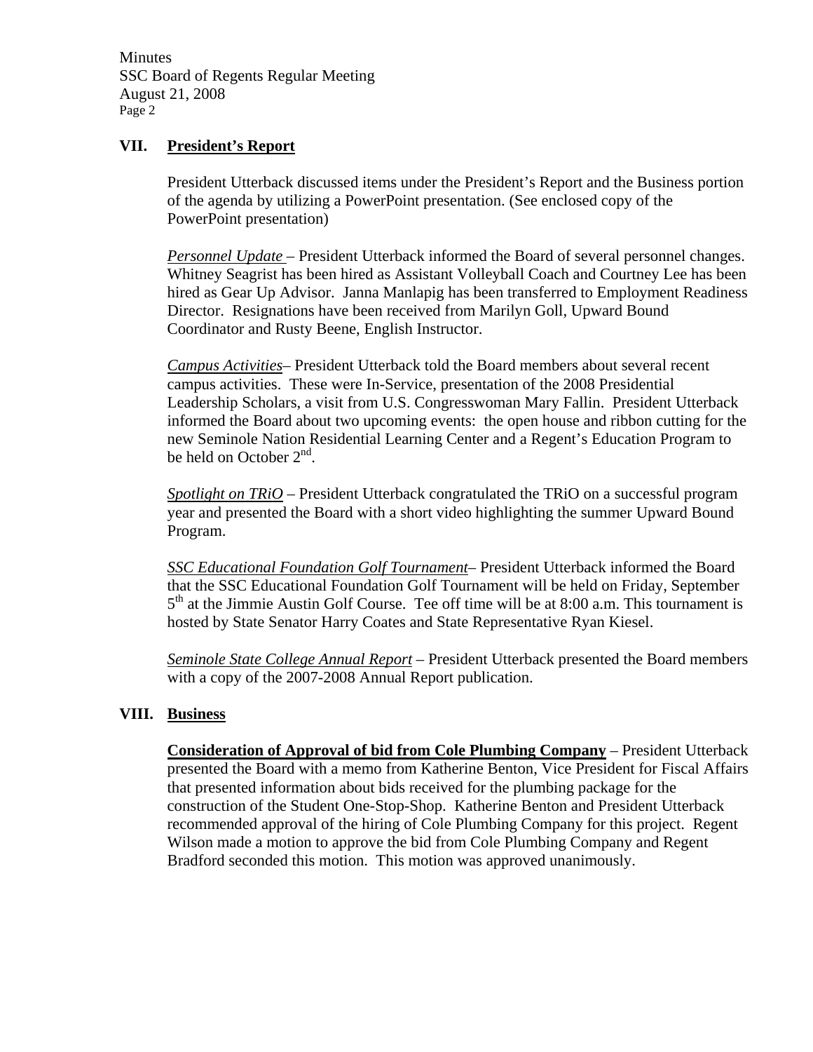## VII. President's Report

President Utterback discussed items under the President's Report and the Business portion of the agenda by utilizing a PowerPoint presentation. (See enclosed copy of the PowerPoint presentation)

*Personnel Update* – President Utterback informed the Board of several personnel changes. Whitney Seagrist has been hired as Assistant Volleyball Coach and Courtney Lee has been hired as Gear Up Advisor. Janna Manlapig has been transferred to Employment Readiness Director. Resignations have been received from Marilyn Goll, Upward Bound Coordinator and Rusty Beene, English Instructor.

*Campus Activities*– President Utterback told the Board members about several recent campus activities. These were In-Service, presentation of the 2008 Presidential Leadership Scholars, a visit from U.S. Congresswoman Mary Fallin. President Utterback informed the Board about two upcoming events: the open house and ribbon cutting for the new Seminole Nation Residential Learning Center and a Regent's Education Program to be held on October 2nd.

*Spotlight on TRiO* – President Utterback congratulated the TRiO on a successful program year and presented the Board with a short video highlighting the summer Upward Bound Program.

*SSC Educational Foundation Golf Tournament*– President Utterback informed the Board that the SSC Educational Foundation Golf Tournament will be held on Friday, September 5th at the Jimmie Austin Golf Course. Tee off time will be at 8:00 a.m. This tournament is hosted by State Senator Harry Coates and State Representative Ryan Kiesel.

*Seminole State College Annual Report* – President Utterback presented the Board members with a copy of the 2007-2008 Annual Report publication.

## VIII. Business

**Consideration of Approval of bid from Cole Plumbing Company** – President Utterback presented the Board with a memo from Katherine Benton, Vice President for Fiscal Affairs that presented information about bids received for the plumbing package for the construction of the Student One-Stop-Shop. Katherine Benton and President Utterback recommended approval of the hiring of Cole Plumbing Company for this project. Regent Wilson made a motion to approve the bid from Cole Plumbing Company and Regent Bradford seconded this motion. This motion was approved unanimously.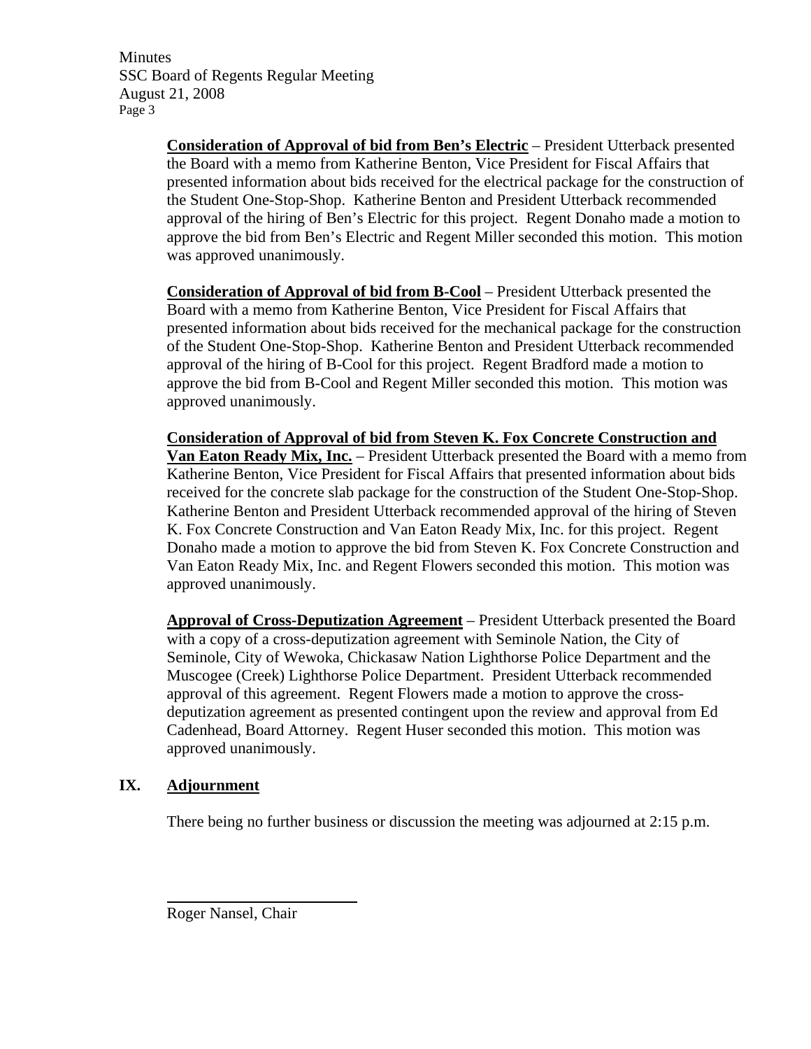**<u>Consideration of Approval of bid from Ben's Electric</u>** – President Utterback presented the Board with a memo from Katherine Benton, Vice President for Fiscal Affairs that presented information about bids received for the electrical package for the construction of the Student One-Stop-Shop. Katherine Benton and President Utterback recommended approval of the hiring of Ben's Electric for this project. Regent Donaho made a motion to approve the bid from Ben's Electric and Regent Miller seconded this motion. This motion was approved unanimously.

**<u>Consideration of Approval of bid from B-Cool</u>** – President Utterback presented the Board with a memo from Katherine Benton, Vice President for Fiscal Affairs that presented information about bids received for the mechanical package for the construction of the Student One-Stop-Shop. Katherine Benton and President Utterback recommended approval of the hiring of B-Cool for this project. Regent Bradford made a motion to approve the bid from B-Cool and Regent Miller seconded this motion. This motion was approved unanimously.

**<u>Consideration of Approval of bid from Steven K. Fox Concrete Construction and Van Eaton Ready Mix, Inc.</u>** – President Utterback presented the Board with a memo from Katherine Benton, Vice President for Fiscal Affairs that presented information about bids received for the concrete slab package for the construction of the Student One-Stop-Shop. Katherine Benton and President Utterback recommended approval of the hiring of Steven K. Fox Concrete Construction and Van Eaton Ready Mix, Inc. for this project. Regent Donaho made a motion to approve the bid from Steven K. Fox Concrete Construction and Van Eaton Ready Mix, Inc. and Regent Flowers seconded this motion. This motion was approved unanimously.

**<u>Approval of Cross-Deputization Agreement</u>** – President Utterback presented the Board with a copy of a cross-deputization agreement with Seminole Nation, the City of Seminole, City of Wewoka, Chickasaw Nation Lighthorse Police Department and the Muscogee (Creek) Lighthorse Police Department. President Utterback recommended approval of this agreement. Regent Flowers made a motion to approve the cross-deputization agreement as presented contingent upon the review and approval from Ed Cadenhead, Board Attorney. Regent Huser seconded this motion. This motion was approved unanimously.

## IX. <u>Adjournment</u>

There being no further business or discussion the meeting was adjourned at 2:15 p.m.

\_\_\_\_\_\_\_\_\_\_\_\_\_\_\_\_\_\_\_\_\_\_\_\_\_\_

Roger Nansel, Chair